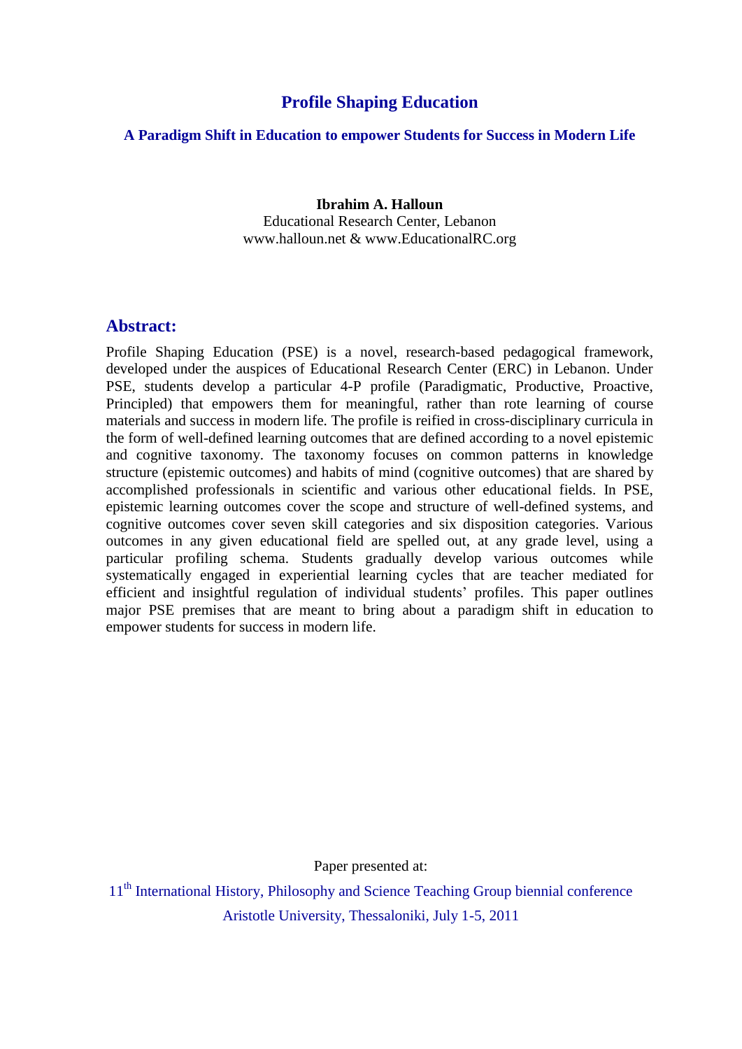# Profile Shaping Education

## A Paradigm Shift in Education to empower Students for Success in Modern Life

**Ibrahim A. Halloun**
Educational Research Center, Lebanon
www.halloun.net & www.EducationalRC.org

## Abstract:

Profile Shaping Education (PSE) is a novel, research-based pedagogical framework, developed under the auspices of Educational Research Center (ERC) in Lebanon. Under PSE, students develop a particular 4-P profile (Paradigmatic, Productive, Proactive, Principled) that empowers them for meaningful, rather than rote learning of course materials and success in modern life. The profile is reified in cross-disciplinary curricula in the form of well-defined learning outcomes that are defined according to a novel epistemic and cognitive taxonomy. The taxonomy focuses on common patterns in knowledge structure (epistemic outcomes) and habits of mind (cognitive outcomes) that are shared by accomplished professionals in scientific and various other educational fields. In PSE, epistemic learning outcomes cover the scope and structure of well-defined systems, and cognitive outcomes cover seven skill categories and six disposition categories. Various outcomes in any given educational field are spelled out, at any grade level, using a particular profiling schema. Students gradually develop various outcomes while systematically engaged in experiential learning cycles that are teacher mediated for efficient and insightful regulation of individual students' profiles. This paper outlines major PSE premises that are meant to bring about a paradigm shift in education to empower students for success in modern life.

Paper presented at:

11th International History, Philosophy and Science Teaching Group biennial conference

Aristotle University, Thessaloniki, July 1-5, 2011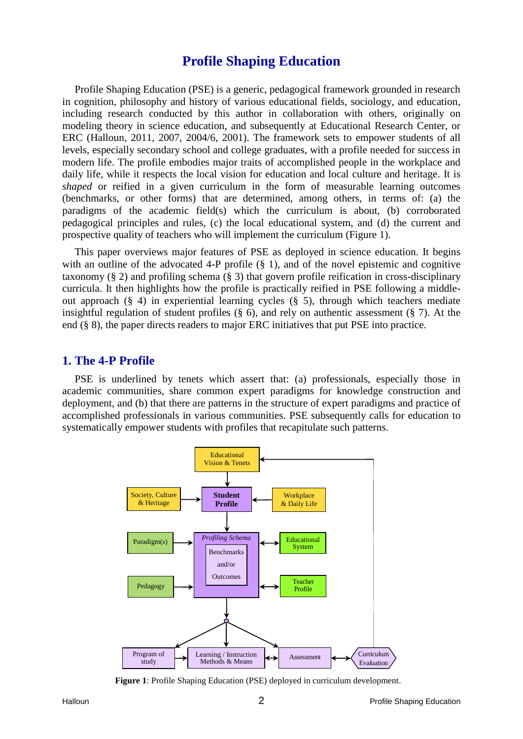# Profile Shaping Education

Profile Shaping Education (PSE) is a generic, pedagogical framework grounded in research in cognition, philosophy and history of various educational fields, sociology, and education, including research conducted by this author in collaboration with others, originally on modeling theory in science education, and subsequently at Educational Research Center, or ERC (Halloun, 2011, 2007, 2004/6, 2001). The framework sets to empower students of all levels, especially secondary school and college graduates, with a profile needed for success in modern life. The profile embodies major traits of accomplished people in the workplace and daily life, while it respects the local vision for education and local culture and heritage. It is *shaped* or reified in a given curriculum in the form of measurable learning outcomes (benchmarks, or other forms) that are determined, among others, in terms of: (a) the paradigms of the academic field(s) which the curriculum is about, (b) corroborated pedagogical principles and rules, (c) the local educational system, and (d) the current and prospective quality of teachers who will implement the curriculum (Figure 1).

This paper overviews major features of PSE as deployed in science education. It begins with an outline of the advocated 4-P profile (§ 1), and of the novel epistemic and cognitive taxonomy (§ 2) and profiling schema (§ 3) that govern profile reification in cross-disciplinary curricula. It then highlights how the profile is practically reified in PSE following a middle-out approach (§ 4) in experiential learning cycles (§ 5), through which teachers mediate insightful regulation of student profiles (§ 6), and rely on authentic assessment (§ 7). At the end (§ 8), the paper directs readers to major ERC initiatives that put PSE into practice.

## 1. The 4-P Profile

PSE is underlined by tenets which assert that: (a) professionals, especially those in academic communities, share common expert paradigms for knowledge construction and deployment, and (b) that there are patterns in the structure of expert paradigms and practice of accomplished professionals in various communities. PSE subsequently calls for education to systematically empower students with profiles that recapitulate such patterns.

**Figure 1**: Profile Shaping Education (PSE) deployed in curriculum development.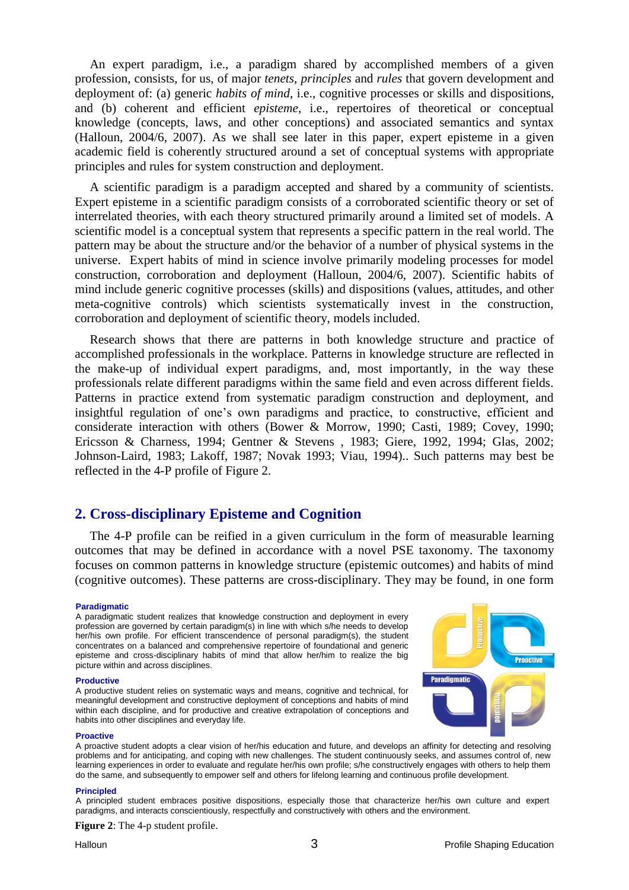An expert paradigm, i.e., a paradigm shared by accomplished members of a given profession, consists, for us, of major *tenets*, *principles* and *rules* that govern development and deployment of: (a) generic *habits of mind*, i.e., cognitive processes or skills and dispositions, and (b) coherent and efficient *episteme*, i.e., repertoires of theoretical or conceptual knowledge (concepts, laws, and other conceptions) and associated semantics and syntax (Halloun, 2004/6, 2007). As we shall see later in this paper, expert episteme in a given academic field is coherently structured around a set of conceptual systems with appropriate principles and rules for system construction and deployment.

A scientific paradigm is a paradigm accepted and shared by a community of scientists. Expert episteme in a scientific paradigm consists of a corroborated scientific theory or set of interrelated theories, with each theory structured primarily around a limited set of models. A scientific model is a conceptual system that represents a specific pattern in the real world. The pattern may be about the structure and/or the behavior of a number of physical systems in the universe. Expert habits of mind in science involve primarily modeling processes for model construction, corroboration and deployment (Halloun, 2004/6, 2007). Scientific habits of mind include generic cognitive processes (skills) and dispositions (values, attitudes, and other meta-cognitive controls) which scientists systematically invest in the construction, corroboration and deployment of scientific theory, models included.

Research shows that there are patterns in both knowledge structure and practice of accomplished professionals in the workplace. Patterns in knowledge structure are reflected in the make-up of individual expert paradigms, and, most importantly, in the way these professionals relate different paradigms within the same field and even across different fields. Patterns in practice extend from systematic paradigm construction and deployment, and insightful regulation of one's own paradigms and practice, to constructive, efficient and considerate interaction with others (Bower & Morrow, 1990; Casti, 1989; Covey, 1990; Ericsson & Charness, 1994; Gentner & Stevens , 1983; Giere, 1992, 1994; Glas, 2002; Johnson-Laird, 1983; Lakoff, 1987; Novak 1993; Viau, 1994).. Such patterns may best be reflected in the 4-P profile of Figure 2.

## 2. Cross-disciplinary Episteme and Cognition

The 4-P profile can be reified in a given curriculum in the form of measurable learning outcomes that may be defined in accordance with a novel PSE taxonomy. The taxonomy focuses on common patterns in knowledge structure (epistemic outcomes) and habits of mind (cognitive outcomes). These patterns are cross-disciplinary. They may be found, in one form

**Paradigmatic**

A paradigmatic student realizes that knowledge construction and deployment in every profession are governed by certain paradigm(s) in line with which s/he needs to develop her/his own profile. For efficient transcendence of personal paradigm(s), the student concentrates on a balanced and comprehensive repertoire of foundational and generic episteme and cross-disciplinary habits of mind that allow her/him to realize the big picture within and across disciplines.

**Productive**

A productive student relies on systematic ways and means, cognitive and technical, for meaningful development and constructive deployment of conceptions and habits of mind within each discipline, and for productive and creative extrapolation of conceptions and habits into other disciplines and everyday life.

**Proactive**

A proactive student adopts a clear vision of her/his education and future, and develops an affinity for detecting and resolving problems and for anticipating, and coping with new challenges. The student continuously seeks, and assumes control of, new learning experiences in order to evaluate and regulate her/his own profile; s/he constructively engages with others to help them do the same, and subsequently to empower self and others for lifelong learning and continuous profile development.

**Principled**

A principled student embraces positive dispositions, especially those that characterize her/his own culture and expert paradigms, and interacts conscientiously, respectfully and constructively with others and the environment.

**Figure 2**: The 4-p student profile.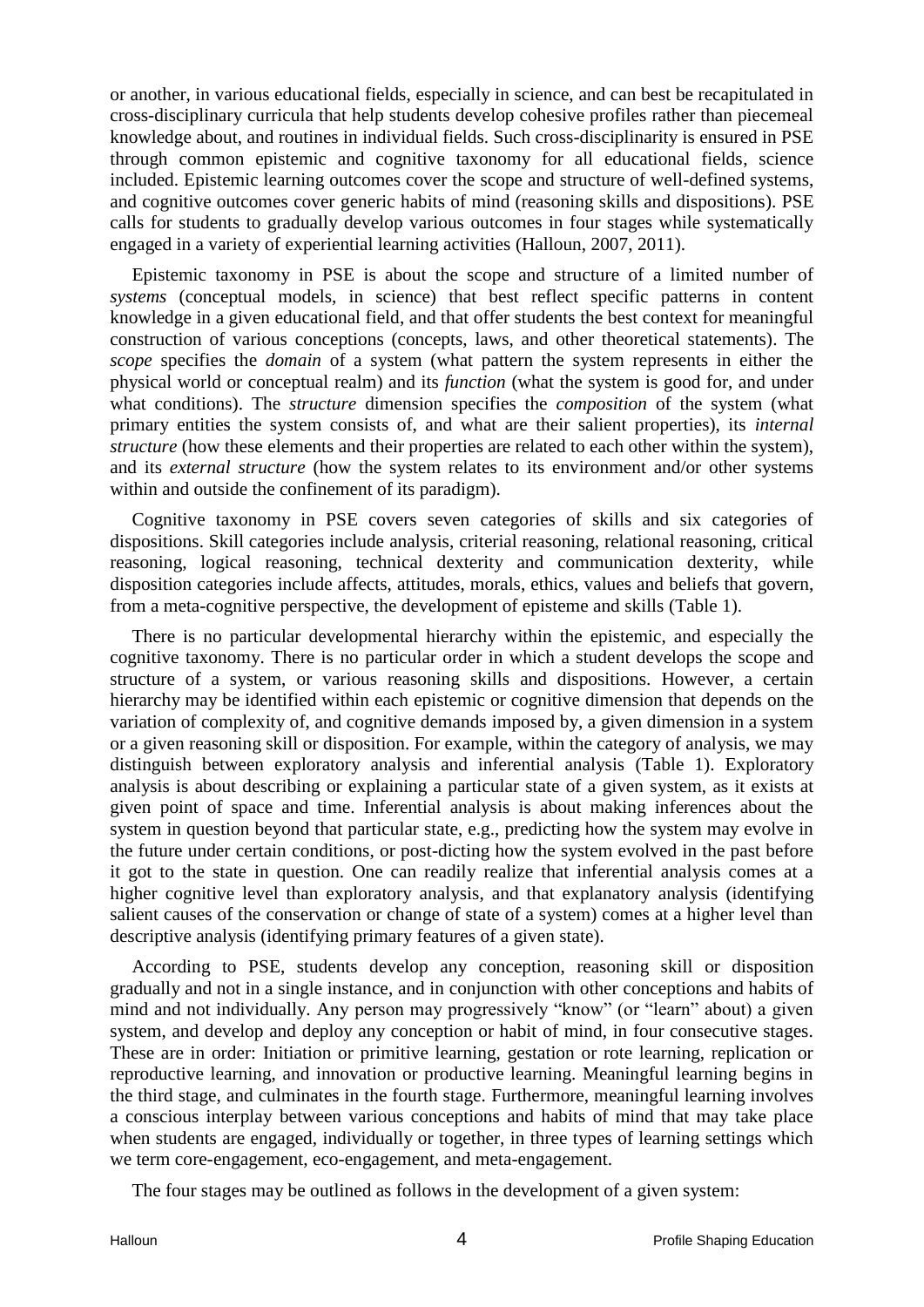or another, in various educational fields, especially in science, and can best be recapitulated in cross-disciplinary curricula that help students develop cohesive profiles rather than piecemeal knowledge about, and routines in individual fields. Such cross-disciplinarity is ensured in PSE through common epistemic and cognitive taxonomy for all educational fields, science included. Epistemic learning outcomes cover the scope and structure of well-defined systems, and cognitive outcomes cover generic habits of mind (reasoning skills and dispositions). PSE calls for students to gradually develop various outcomes in four stages while systematically engaged in a variety of experiential learning activities (Halloun, 2007, 2011).

Epistemic taxonomy in PSE is about the scope and structure of a limited number of *systems* (conceptual models, in science) that best reflect specific patterns in content knowledge in a given educational field, and that offer students the best context for meaningful construction of various conceptions (concepts, laws, and other theoretical statements). The *scope* specifies the *domain* of a system (what pattern the system represents in either the physical world or conceptual realm) and its *function* (what the system is good for, and under what conditions). The *structure* dimension specifies the *composition* of the system (what primary entities the system consists of, and what are their salient properties), its *internal structure* (how these elements and their properties are related to each other within the system), and its *external structure* (how the system relates to its environment and/or other systems within and outside the confinement of its paradigm).

Cognitive taxonomy in PSE covers seven categories of skills and six categories of dispositions. Skill categories include analysis, criterial reasoning, relational reasoning, critical reasoning, logical reasoning, technical dexterity and communication dexterity, while disposition categories include affects, attitudes, morals, ethics, values and beliefs that govern, from a meta-cognitive perspective, the development of episteme and skills (Table 1).

There is no particular developmental hierarchy within the epistemic, and especially the cognitive taxonomy. There is no particular order in which a student develops the scope and structure of a system, or various reasoning skills and dispositions. However, a certain hierarchy may be identified within each epistemic or cognitive dimension that depends on the variation of complexity of, and cognitive demands imposed by, a given dimension in a system or a given reasoning skill or disposition. For example, within the category of analysis, we may distinguish between exploratory analysis and inferential analysis (Table 1). Exploratory analysis is about describing or explaining a particular state of a given system, as it exists at given point of space and time. Inferential analysis is about making inferences about the system in question beyond that particular state, e.g., predicting how the system may evolve in the future under certain conditions, or post-dicting how the system evolved in the past before it got to the state in question. One can readily realize that inferential analysis comes at a higher cognitive level than exploratory analysis, and that explanatory analysis (identifying salient causes of the conservation or change of state of a system) comes at a higher level than descriptive analysis (identifying primary features of a given state).

According to PSE, students develop any conception, reasoning skill or disposition gradually and not in a single instance, and in conjunction with other conceptions and habits of mind and not individually. Any person may progressively "know" (or "learn" about) a given system, and develop and deploy any conception or habit of mind, in four consecutive stages. These are in order: Initiation or primitive learning, gestation or rote learning, replication or reproductive learning, and innovation or productive learning. Meaningful learning begins in the third stage, and culminates in the fourth stage. Furthermore, meaningful learning involves a conscious interplay between various conceptions and habits of mind that may take place when students are engaged, individually or together, in three types of learning settings which we term core-engagement, eco-engagement, and meta-engagement.

The four stages may be outlined as follows in the development of a given system: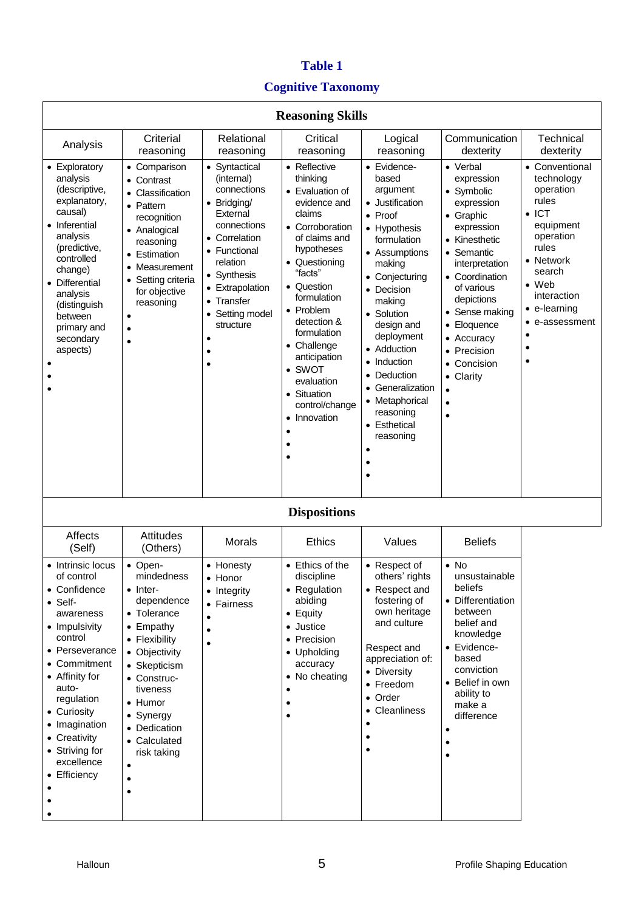**Table 1**

**Cognitive Taxonomy**

| Reasoning Skills | | | | | | |
|---|---|---|---|---|---|---|
| Analysis | Criterial reasoning | Relational reasoning | Critical reasoning | Logical reasoning | Communication dexterity | Technical dexterity |
| • Exploratory analysis (descriptive, explanatory, causal)<br>• Inferential analysis (predictive, controlled change)<br>• Differential analysis (distinguish between primary and secondary aspects)<br>•<br>•<br>• | • Comparison<br>• Contrast<br>• Classification<br>• Pattern recognition<br>• Analogical reasoning<br>• Estimation<br>• Measurement<br>• Setting criteria for objective reasoning<br>•<br>•<br>• | • Syntactical (internal) connections<br>• Bridging/ External connections<br>• Correlation<br>• Functional relation<br>• Synthesis<br>• Extrapolation<br>• Transfer<br>• Setting model structure<br>•<br>•<br>• | • Reflective thinking<br>• Evaluation of evidence and claims<br>• Corroboration of claims and hypotheses<br>• Questioning "facts"<br>• Question formulation<br>• Problem detection & formulation<br>• Challenge anticipation<br>• SWOT evaluation<br>• Situation control/change<br>• Innovation<br>•<br>•<br>• | • Evidence-based argument<br>• Justification<br>• Proof<br>• Hypothesis formulation<br>• Assumptions making<br>• Conjecturing<br>• Decision making<br>• Solution design and deployment<br>• Adduction<br>• Induction<br>• Deduction<br>• Generalization<br>• Metaphorical reasoning<br>• Esthetical reasoning<br>•<br>•<br>• | • Verbal expression<br>• Symbolic expression<br>• Graphic expression<br>• Kinesthetic<br>• Semantic interpretation<br>• Coordination of various depictions<br>• Sense making<br>• Eloquence<br>• Accuracy<br>• Precision<br>• Concision<br>• Clarity<br>•<br>•<br>• | • Conventional technology operation rules<br>• ICT equipment operation rules<br>• Network search<br>• Web interaction<br>• e-learning<br>• e-assessment<br>•<br>•<br>• |

| Dispositions | | | | | |
|---|---|---|---|---|---|
| Affects (Self) | Attitudes (Others) | Morals | Ethics | Values | Beliefs |
| • Intrinsic locus of control<br>• Confidence<br>• Self-awareness<br>• Impulsivity control<br>• Perseverance<br>• Commitment<br>• Affinity for auto-regulation<br>• Curiosity<br>• Imagination<br>• Creativity<br>• Striving for excellence<br>• Efficiency<br>•<br>•<br>• | • Open-mindedness<br>• Inter-dependence<br>• Tolerance<br>• Empathy<br>• Flexibility<br>• Objectivity<br>• Skepticism<br>• Construc-tiveness<br>• Humor<br>• Synergy<br>• Dedication<br>• Calculated risk taking<br>•<br>•<br>• | • Honesty<br>• Honor<br>• Integrity<br>• Fairness<br>•<br>•<br>• | • Ethics of the discipline<br>• Regulation abiding<br>• Equity<br>• Justice<br>• Precision<br>• Upholding accuracy<br>• No cheating<br>•<br>•<br>• | • Respect of others' rights<br>• Respect and fostering of own heritage and culture<br><br>Respect and appreciation of:<br>• Diversity<br>• Freedom<br>• Order<br>• Cleanliness<br>•<br>•<br>• | • No unsustainable beliefs<br>• Differentiation between belief and knowledge<br>• Evidence-based conviction<br>• Belief in own ability to make a difference<br>•<br>•<br>• |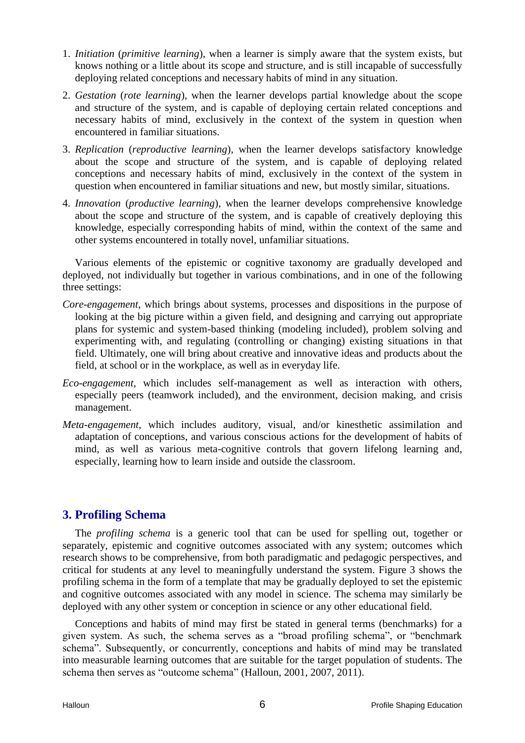1. *Initiation* (*primitive learning*), when a learner is simply aware that the system exists, but knows nothing or a little about its scope and structure, and is still incapable of successfully deploying related conceptions and necessary habits of mind in any situation.
2. *Gestation* (*rote learning*), when the learner develops partial knowledge about the scope and structure of the system, and is capable of deploying certain related conceptions and necessary habits of mind, exclusively in the context of the system in question when encountered in familiar situations.
3. *Replication* (*reproductive learning*), when the learner develops satisfactory knowledge about the scope and structure of the system, and is capable of deploying related conceptions and necessary habits of mind, exclusively in the context of the system in question when encountered in familiar situations and new, but mostly similar, situations.
4. *Innovation* (*productive learning*), when the learner develops comprehensive knowledge about the scope and structure of the system, and is capable of creatively deploying this knowledge, especially corresponding habits of mind, within the context of the same and other systems encountered in totally novel, unfamiliar situations.

Various elements of the epistemic or cognitive taxonomy are gradually developed and deployed, not individually but together in various combinations, and in one of the following three settings:

*Core-engagement*, which brings about systems, processes and dispositions in the purpose of looking at the big picture within a given field, and designing and carrying out appropriate plans for systemic and system-based thinking (modeling included), problem solving and experimenting with, and regulating (controlling or changing) existing situations in that field. Ultimately, one will bring about creative and innovative ideas and products about the field, at school or in the workplace, as well as in everyday life.

*Eco-engagement*, which includes self-management as well as interaction with others, especially peers (teamwork included), and the environment, decision making, and crisis management.

*Meta-engagement*, which includes auditory, visual, and/or kinesthetic assimilation and adaptation of conceptions, and various conscious actions for the development of habits of mind, as well as various meta-cognitive controls that govern lifelong learning and, especially, learning how to learn inside and outside the classroom.

## 3. Profiling Schema

The *profiling schema* is a generic tool that can be used for spelling out, together or separately, epistemic and cognitive outcomes associated with any system; outcomes which research shows to be comprehensive, from both paradigmatic and pedagogic perspectives, and critical for students at any level to meaningfully understand the system. Figure 3 shows the profiling schema in the form of a template that may be gradually deployed to set the epistemic and cognitive outcomes associated with any model in science. The schema may similarly be deployed with any other system or conception in science or any other educational field.

Conceptions and habits of mind may first be stated in general terms (benchmarks) for a given system. As such, the schema serves as a "broad profiling schema", or "benchmark schema". Subsequently, or concurrently, conceptions and habits of mind may be translated into measurable learning outcomes that are suitable for the target population of students. The schema then serves as "outcome schema" (Halloun, 2001, 2007, 2011).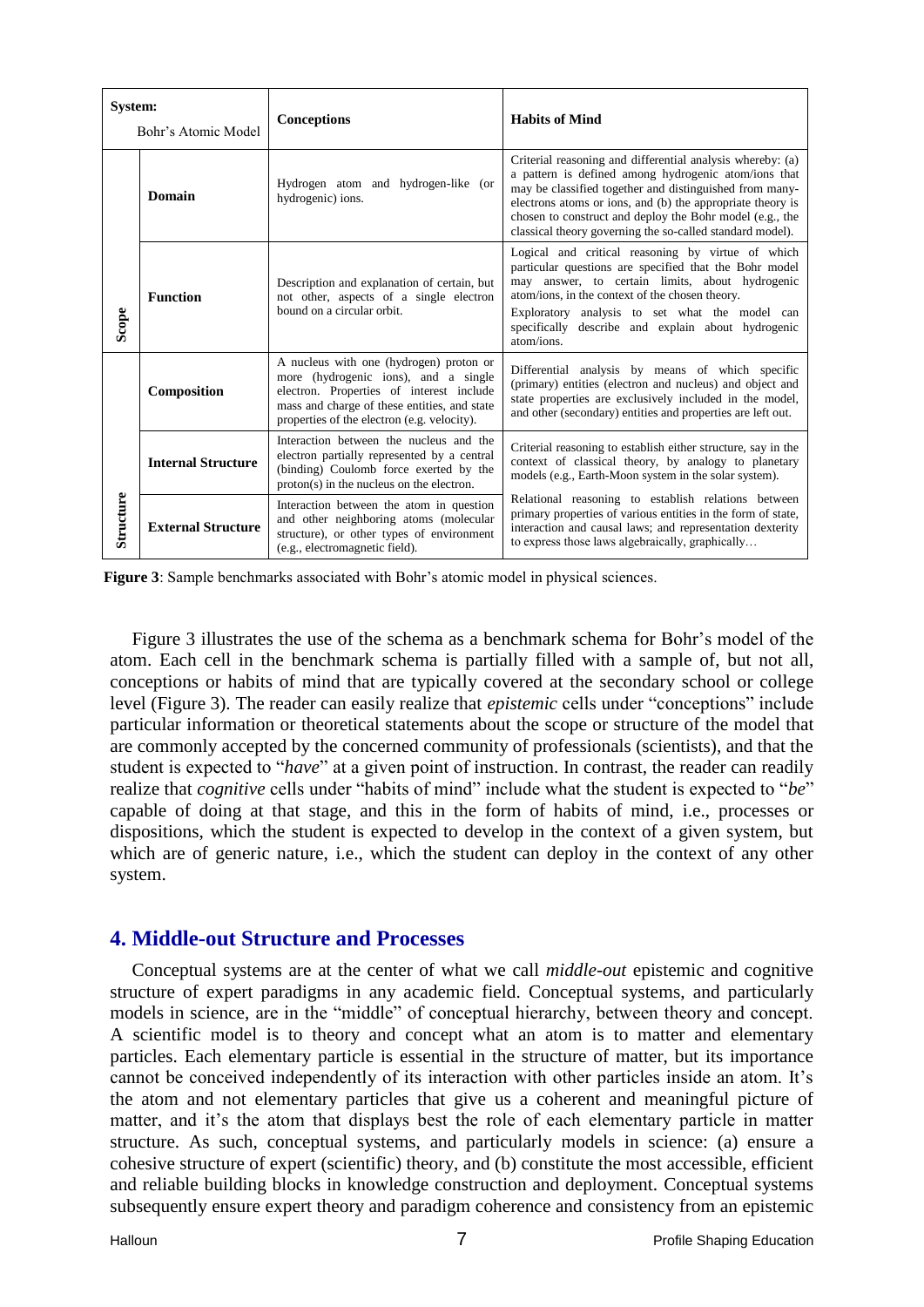| System: Bohr's Atomic Model | | Conceptions | Habits of Mind |
|---|---|---|---|
| Scope | Domain | Hydrogen atom and hydrogen-like (or hydrogenic) ions. | Criterial reasoning and differential analysis whereby: (a) a pattern is defined among hydrogenic atom/ions that may be classified together and distinguished from many-electrons atoms or ions, and (b) the appropriate theory is chosen to construct and deploy the Bohr model (e.g., the classical theory governing the so-called standard model). |
| | Function | Description and explanation of certain, but not other, aspects of a single electron bound on a circular orbit. | Logical and critical reasoning by virtue of which particular questions are specified that the Bohr model may answer, to certain limits, about hydrogenic atom/ions, in the context of the chosen theory. Exploratory analysis to set what the model can specifically describe and explain about hydrogenic atom/ions. |
| Structure | Composition | A nucleus with one (hydrogen) proton or more (hydrogenic ions), and a single electron. Properties of interest include mass and charge of these entities, and state properties of the electron (e.g. velocity). | Differential analysis by means of which specific (primary) entities (electron and nucleus) and object and state properties are exclusively included in the model, and other (secondary) entities and properties are left out. |
| | Internal Structure | Interaction between the nucleus and the electron partially represented by a central (binding) Coulomb force exerted by the proton(s) in the nucleus on the electron. | Criterial reasoning to establish either structure, say in the context of classical theory, by analogy to planetary models (e.g., Earth-Moon system in the solar system). Relational reasoning to establish relations between primary properties of various entities in the form of state, interaction and causal laws; and representation dexterity to express those laws algebraically, graphically… |
| | External Structure | Interaction between the atom in question and other neighboring atoms (molecular structure), or other types of environment (e.g., electromagnetic field). | |

**Figure 3**: Sample benchmarks associated with Bohr's atomic model in physical sciences.

Figure 3 illustrates the use of the schema as a benchmark schema for Bohr's model of the atom. Each cell in the benchmark schema is partially filled with a sample of, but not all, conceptions or habits of mind that are typically covered at the secondary school or college level (Figure 3). The reader can easily realize that *epistemic* cells under "conceptions" include particular information or theoretical statements about the scope or structure of the model that are commonly accepted by the concerned community of professionals (scientists), and that the student is expected to "*have*" at a given point of instruction. In contrast, the reader can readily realize that *cognitive* cells under "habits of mind" include what the student is expected to "*be*" capable of doing at that stage, and this in the form of habits of mind, i.e., processes or dispositions, which the student is expected to develop in the context of a given system, but which are of generic nature, i.e., which the student can deploy in the context of any other system.

## 4. Middle-out Structure and Processes

Conceptual systems are at the center of what we call *middle-out* epistemic and cognitive structure of expert paradigms in any academic field. Conceptual systems, and particularly models in science, are in the "middle" of conceptual hierarchy, between theory and concept. A scientific model is to theory and concept what an atom is to matter and elementary particles. Each elementary particle is essential in the structure of matter, but its importance cannot be conceived independently of its interaction with other particles inside an atom. It's the atom and not elementary particles that give us a coherent and meaningful picture of matter, and it's the atom that displays best the role of each elementary particle in matter structure. As such, conceptual systems, and particularly models in science: (a) ensure a cohesive structure of expert (scientific) theory, and (b) constitute the most accessible, efficient and reliable building blocks in knowledge construction and deployment. Conceptual systems subsequently ensure expert theory and paradigm coherence and consistency from an epistemic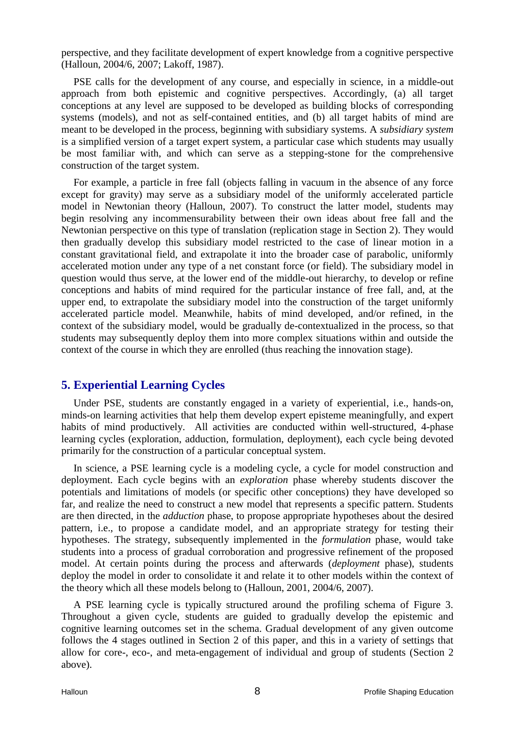perspective, and they facilitate development of expert knowledge from a cognitive perspective (Halloun, 2004/6, 2007; Lakoff, 1987).

PSE calls for the development of any course, and especially in science, in a middle-out approach from both epistemic and cognitive perspectives. Accordingly, (a) all target conceptions at any level are supposed to be developed as building blocks of corresponding systems (models), and not as self-contained entities, and (b) all target habits of mind are meant to be developed in the process, beginning with subsidiary systems. A *subsidiary system* is a simplified version of a target expert system, a particular case which students may usually be most familiar with, and which can serve as a stepping-stone for the comprehensive construction of the target system.

For example, a particle in free fall (objects falling in vacuum in the absence of any force except for gravity) may serve as a subsidiary model of the uniformly accelerated particle model in Newtonian theory (Halloun, 2007). To construct the latter model, students may begin resolving any incommensurability between their own ideas about free fall and the Newtonian perspective on this type of translation (replication stage in Section 2). They would then gradually develop this subsidiary model restricted to the case of linear motion in a constant gravitational field, and extrapolate it into the broader case of parabolic, uniformly accelerated motion under any type of a net constant force (or field). The subsidiary model in question would thus serve, at the lower end of the middle-out hierarchy, to develop or refine conceptions and habits of mind required for the particular instance of free fall, and, at the upper end, to extrapolate the subsidiary model into the construction of the target uniformly accelerated particle model. Meanwhile, habits of mind developed, and/or refined, in the context of the subsidiary model, would be gradually de-contextualized in the process, so that students may subsequently deploy them into more complex situations within and outside the context of the course in which they are enrolled (thus reaching the innovation stage).

## 5. Experiential Learning Cycles

Under PSE, students are constantly engaged in a variety of experiential, i.e., hands-on, minds-on learning activities that help them develop expert episteme meaningfully, and expert habits of mind productively. All activities are conducted within well-structured, 4-phase learning cycles (exploration, adduction, formulation, deployment), each cycle being devoted primarily for the construction of a particular conceptual system.

In science, a PSE learning cycle is a modeling cycle, a cycle for model construction and deployment. Each cycle begins with an *exploration* phase whereby students discover the potentials and limitations of models (or specific other conceptions) they have developed so far, and realize the need to construct a new model that represents a specific pattern. Students are then directed, in the *adduction* phase, to propose appropriate hypotheses about the desired pattern, i.e., to propose a candidate model, and an appropriate strategy for testing their hypotheses. The strategy, subsequently implemented in the *formulation* phase, would take students into a process of gradual corroboration and progressive refinement of the proposed model. At certain points during the process and afterwards (*deployment* phase), students deploy the model in order to consolidate it and relate it to other models within the context of the theory which all these models belong to (Halloun, 2001, 2004/6, 2007).

A PSE learning cycle is typically structured around the profiling schema of Figure 3. Throughout a given cycle, students are guided to gradually develop the epistemic and cognitive learning outcomes set in the schema. Gradual development of any given outcome follows the 4 stages outlined in Section 2 of this paper, and this in a variety of settings that allow for core-, eco-, and meta-engagement of individual and group of students (Section 2 above).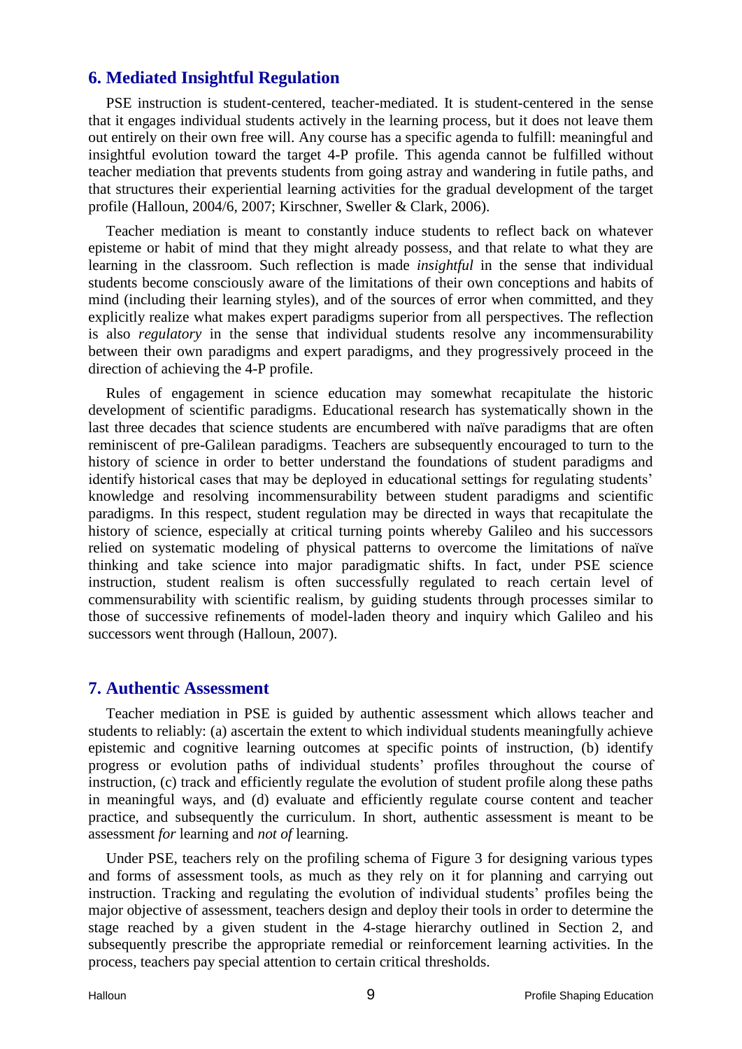## 6. Mediated Insightful Regulation

PSE instruction is student-centered, teacher-mediated. It is student-centered in the sense that it engages individual students actively in the learning process, but it does not leave them out entirely on their own free will. Any course has a specific agenda to fulfill: meaningful and insightful evolution toward the target 4-P profile. This agenda cannot be fulfilled without teacher mediation that prevents students from going astray and wandering in futile paths, and that structures their experiential learning activities for the gradual development of the target profile (Halloun, 2004/6, 2007; Kirschner, Sweller & Clark, 2006).

Teacher mediation is meant to constantly induce students to reflect back on whatever episteme or habit of mind that they might already possess, and that relate to what they are learning in the classroom. Such reflection is made *insightful* in the sense that individual students become consciously aware of the limitations of their own conceptions and habits of mind (including their learning styles), and of the sources of error when committed, and they explicitly realize what makes expert paradigms superior from all perspectives. The reflection is also *regulatory* in the sense that individual students resolve any incommensurability between their own paradigms and expert paradigms, and they progressively proceed in the direction of achieving the 4-P profile.

Rules of engagement in science education may somewhat recapitulate the historic development of scientific paradigms. Educational research has systematically shown in the last three decades that science students are encumbered with naïve paradigms that are often reminiscent of pre-Galilean paradigms. Teachers are subsequently encouraged to turn to the history of science in order to better understand the foundations of student paradigms and identify historical cases that may be deployed in educational settings for regulating students' knowledge and resolving incommensurability between student paradigms and scientific paradigms. In this respect, student regulation may be directed in ways that recapitulate the history of science, especially at critical turning points whereby Galileo and his successors relied on systematic modeling of physical patterns to overcome the limitations of naïve thinking and take science into major paradigmatic shifts. In fact, under PSE science instruction, student realism is often successfully regulated to reach certain level of commensurability with scientific realism, by guiding students through processes similar to those of successive refinements of model-laden theory and inquiry which Galileo and his successors went through (Halloun, 2007).

## 7. Authentic Assessment

Teacher mediation in PSE is guided by authentic assessment which allows teacher and students to reliably: (a) ascertain the extent to which individual students meaningfully achieve epistemic and cognitive learning outcomes at specific points of instruction, (b) identify progress or evolution paths of individual students' profiles throughout the course of instruction, (c) track and efficiently regulate the evolution of student profile along these paths in meaningful ways, and (d) evaluate and efficiently regulate course content and teacher practice, and subsequently the curriculum. In short, authentic assessment is meant to be assessment *for* learning and *not of* learning.

Under PSE, teachers rely on the profiling schema of Figure 3 for designing various types and forms of assessment tools, as much as they rely on it for planning and carrying out instruction. Tracking and regulating the evolution of individual students' profiles being the major objective of assessment, teachers design and deploy their tools in order to determine the stage reached by a given student in the 4-stage hierarchy outlined in Section 2, and subsequently prescribe the appropriate remedial or reinforcement learning activities. In the process, teachers pay special attention to certain critical thresholds.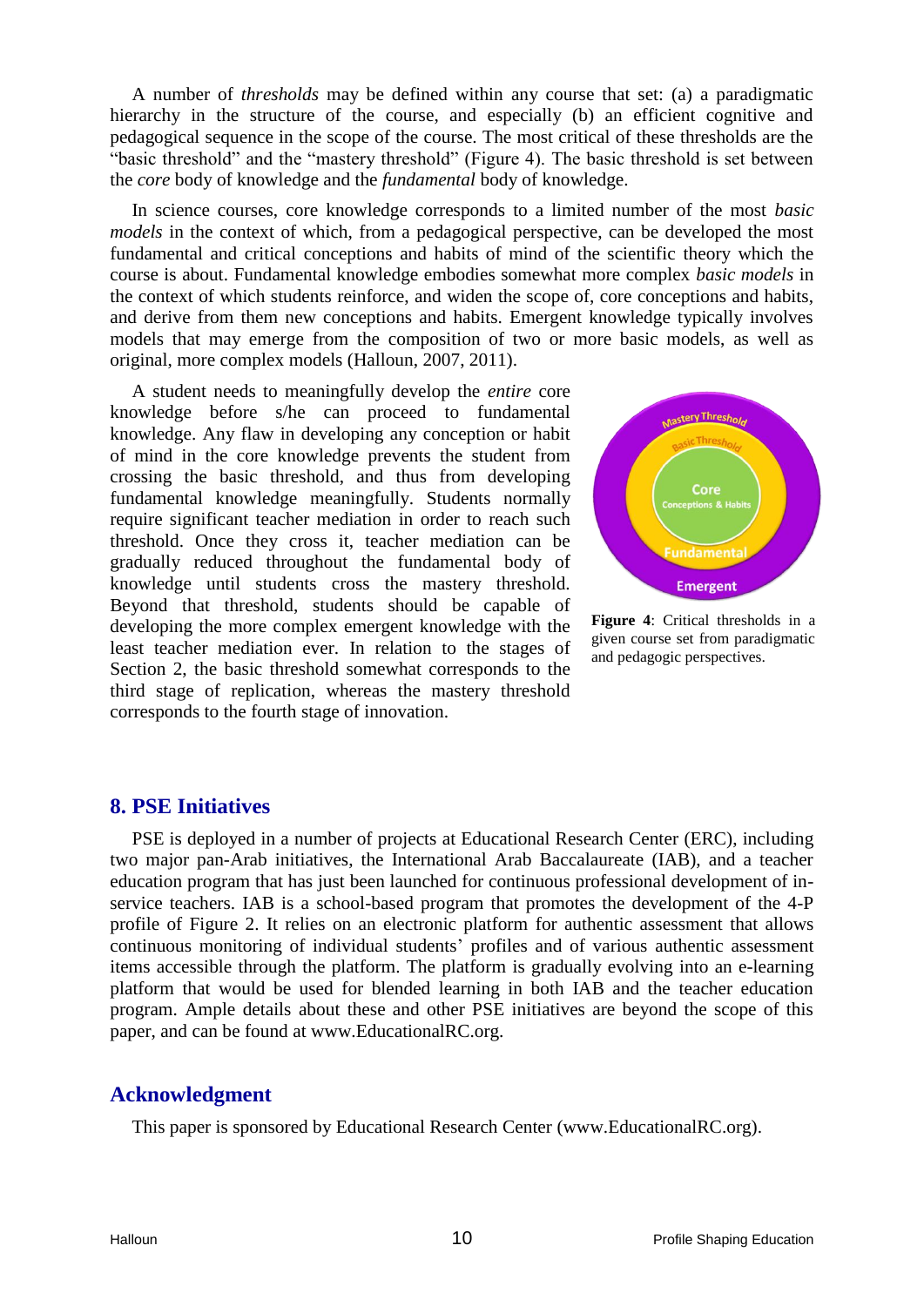A number of *thresholds* may be defined within any course that set: (a) a paradigmatic hierarchy in the structure of the course, and especially (b) an efficient cognitive and pedagogical sequence in the scope of the course. The most critical of these thresholds are the "basic threshold" and the "mastery threshold" (Figure 4). The basic threshold is set between the *core* body of knowledge and the *fundamental* body of knowledge.

In science courses, core knowledge corresponds to a limited number of the most *basic models* in the context of which, from a pedagogical perspective, can be developed the most fundamental and critical conceptions and habits of mind of the scientific theory which the course is about. Fundamental knowledge embodies somewhat more complex *basic models* in the context of which students reinforce, and widen the scope of, core conceptions and habits, and derive from them new conceptions and habits. Emergent knowledge typically involves models that may emerge from the composition of two or more basic models, as well as original, more complex models (Halloun, 2007, 2011).

A student needs to meaningfully develop the *entire* core knowledge before s/he can proceed to fundamental knowledge. Any flaw in developing any conception or habit of mind in the core knowledge prevents the student from crossing the basic threshold, and thus from developing fundamental knowledge meaningfully. Students normally require significant teacher mediation in order to reach such threshold. Once they cross it, teacher mediation can be gradually reduced throughout the fundamental body of knowledge until students cross the mastery threshold. Beyond that threshold, students should be capable of developing the more complex emergent knowledge with the least teacher mediation ever. In relation to the stages of Section 2, the basic threshold somewhat corresponds to the third stage of replication, whereas the mastery threshold corresponds to the fourth stage of innovation.

Mastery Threshold
Basic Threshold
Core
Conceptions & Habits
Fundamental
Emergent

**Figure 4**: Critical thresholds in a given course set from paradigmatic and pedagogic perspectives.

## 8. PSE Initiatives

PSE is deployed in a number of projects at Educational Research Center (ERC), including two major pan-Arab initiatives, the International Arab Baccalaureate (IAB), and a teacher education program that has just been launched for continuous professional development of in-service teachers. IAB is a school-based program that promotes the development of the 4-P profile of Figure 2. It relies on an electronic platform for authentic assessment that allows continuous monitoring of individual students' profiles and of various authentic assessment items accessible through the platform. The platform is gradually evolving into an e-learning platform that would be used for blended learning in both IAB and the teacher education program. Ample details about these and other PSE initiatives are beyond the scope of this paper, and can be found at www.EducationalRC.org.

## Acknowledgment

This paper is sponsored by Educational Research Center (www.EducationalRC.org).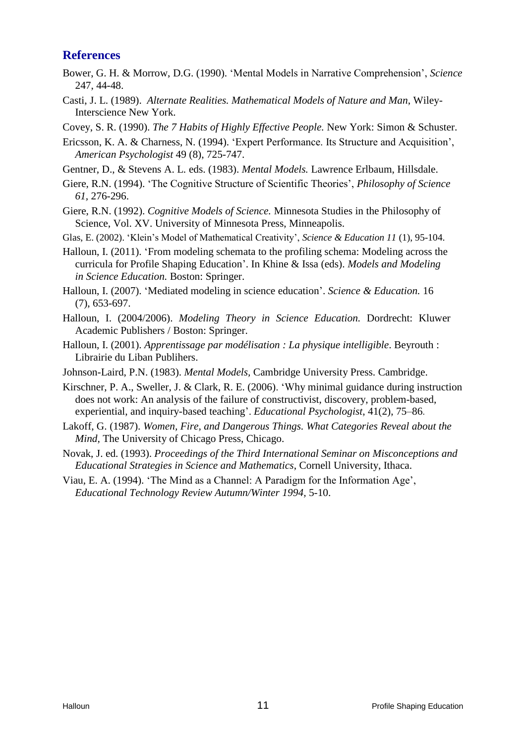## References

Bower, G. H. & Morrow, D.G. (1990). 'Mental Models in Narrative Comprehension', *Science* 247, 44-48.

Casti, J. L. (1989). *Alternate Realities. Mathematical Models of Nature and Man*, Wiley-Interscience New York.

Covey, S. R. (1990). *The 7 Habits of Highly Effective People.* New York: Simon & Schuster.

Ericsson, K. A. & Charness, N. (1994). 'Expert Performance. Its Structure and Acquisition', *American Psychologist* 49 (8), 725-747.

Gentner, D., & Stevens A. L. eds. (1983). *Mental Models.* Lawrence Erlbaum, Hillsdale.

Giere, R.N. (1994). 'The Cognitive Structure of Scientific Theories', *Philosophy of Science 61,* 276-296.

Giere, R.N. (1992). *Cognitive Models of Science.* Minnesota Studies in the Philosophy of Science, Vol. XV. University of Minnesota Press, Minneapolis.

Glas, E. (2002). 'Klein's Model of Mathematical Creativity', *Science & Education 11* (1), 95-104.

Halloun, I. (2011). 'From modeling schemata to the profiling schema: Modeling across the curricula for Profile Shaping Education'. In Khine & Issa (eds). *Models and Modeling in Science Education.* Boston: Springer.

Halloun, I. (2007). 'Mediated modeling in science education'. *Science & Education.* 16 (7), 653-697.

Halloun, I. (2004/2006). *Modeling Theory in Science Education.* Dordrecht: Kluwer Academic Publishers / Boston: Springer.

Halloun, I. (2001). *Apprentissage par modélisation : La physique intelligible*. Beyrouth : Librairie du Liban Publihers.

Johnson-Laird, P.N. (1983). *Mental Models,* Cambridge University Press. Cambridge.

Kirschner, P. A., Sweller, J. & Clark, R. E. (2006). 'Why minimal guidance during instruction does not work: An analysis of the failure of constructivist, discovery, problem-based, experiential, and inquiry-based teaching'. *Educational Psychologist*, 41(2), 75–86.

Lakoff, G. (1987). *Women, Fire, and Dangerous Things. What Categories Reveal about the Mind,* The University of Chicago Press, Chicago.

Novak, J. ed. (1993). *Proceedings of the Third International Seminar on Misconceptions and Educational Strategies in Science and Mathematics*, Cornell University, Ithaca.

Viau, E. A. (1994). 'The Mind as a Channel: A Paradigm for the Information Age', *Educational Technology Review Autumn/Winter 1994,* 5-10.